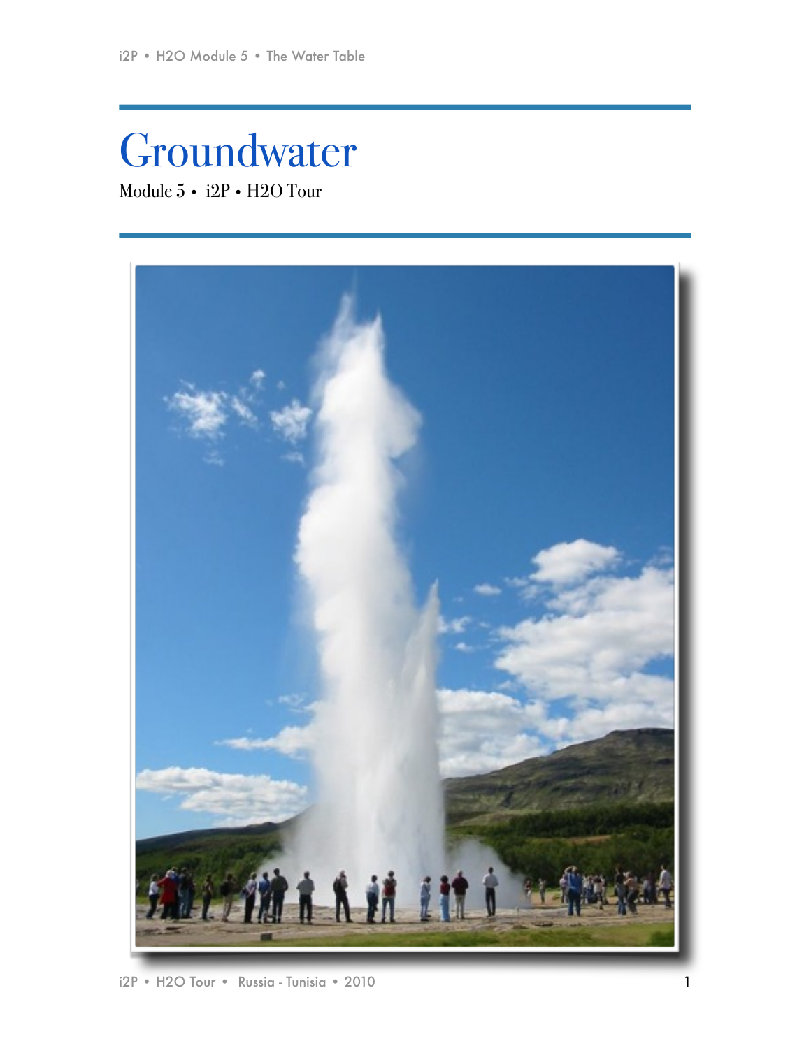# Groundwater

Module 5 • i2P • H2O Tour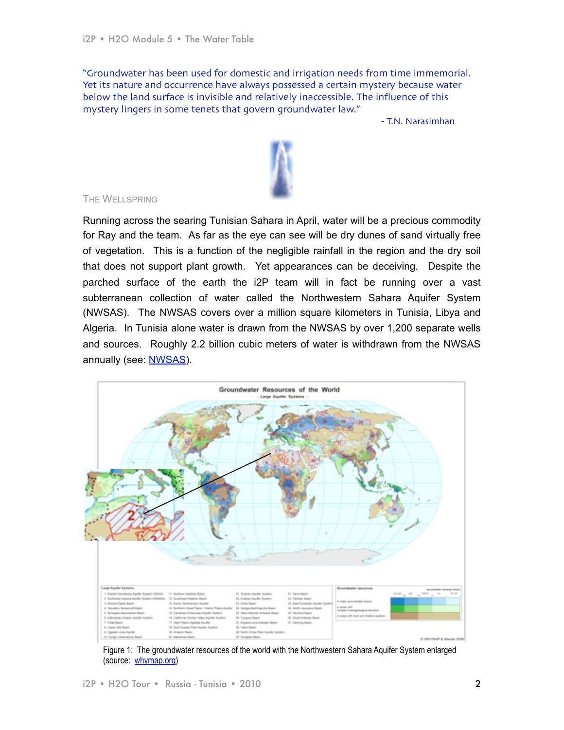"Groundwater has been used for domestic and irrigation needs from time immemorial. Yet its nature and occurrence have always possessed a certain mystery because water below the land surface is invisible and relatively inaccessible. The influence of this mystery lingers in some tenets that govern groundwater law."

- T.N. Narasimhan

## The Wellspring

Running across the searing Tunisian Sahara in April, water will be a precious commodity for Ray and the team. As far as the eye can see will be dry dunes of sand virtually free of vegetation. This is a function of the negligible rainfall in the region and the dry soil that does not support plant growth. Yet appearances can be deceiving. Despite the parched surface of the earth the i2P team will in fact be running over a vast subterranean collection of water called the Northwestern Sahara Aquifer System (NWSAS). The NWSAS covers over a million square kilometers in Tunisia, Libya and Algeria. In Tunisia alone water is drawn from the NWSAS by over 1,200 separate wells and sources. Roughly 2.2 billion cubic meters of water is withdrawn from the NWSAS annually (see: NWSAS).

Figure 1: The groundwater resources of the world with the Northwestern Sahara Aquifer System enlarged (source: whymap.org)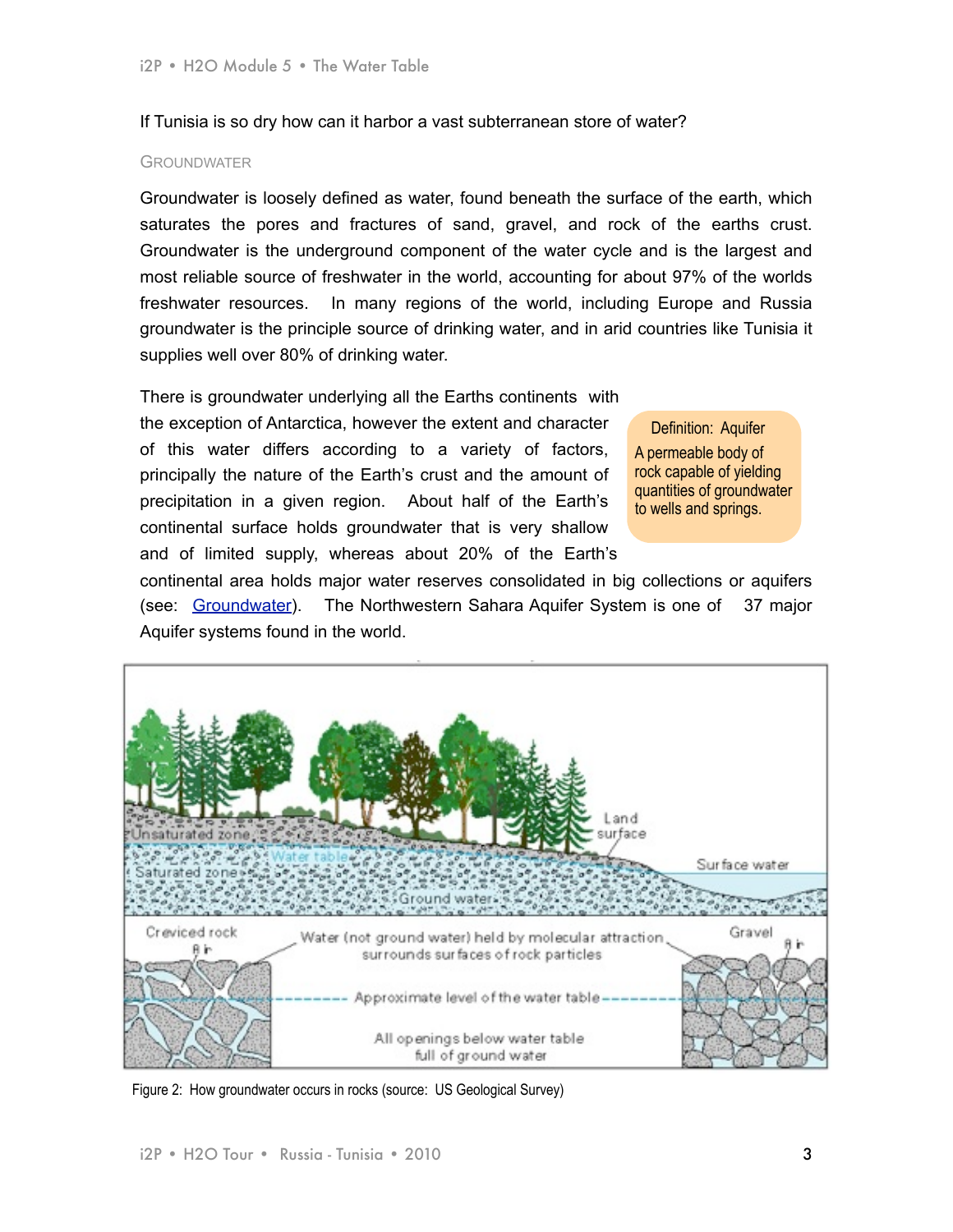If Tunisia is so dry how can it harbor a vast subterranean store of water?

## Groundwater

Groundwater is loosely defined as water, found beneath the surface of the earth, which saturates the pores and fractures of sand, gravel, and rock of the earths crust. Groundwater is the underground component of the water cycle and is the largest and most reliable source of freshwater in the world, accounting for about 97% of the worlds freshwater resources. In many regions of the world, including Europe and Russia groundwater is the principle source of drinking water, and in arid countries like Tunisia it supplies well over 80% of drinking water.

> **Definition: Aquifer**
> A permeable body of rock capable of yielding quantities of groundwater to wells and springs.

There is groundwater underlying all the Earths continents with the exception of Antarctica, however the extent and character of this water differs according to a variety of factors, principally the nature of the Earth's crust and the amount of precipitation in a given region. About half of the Earth's continental surface holds groundwater that is very shallow and of limited supply, whereas about 20% of the Earth's continental area holds major water reserves consolidated in big collections or aquifers (see: [Groundwater](Groundwater)). The Northwestern Sahara Aquifer System is one of 37 major Aquifer systems found in the world.

Figure 2: How groundwater occurs in rocks (source: US Geological Survey)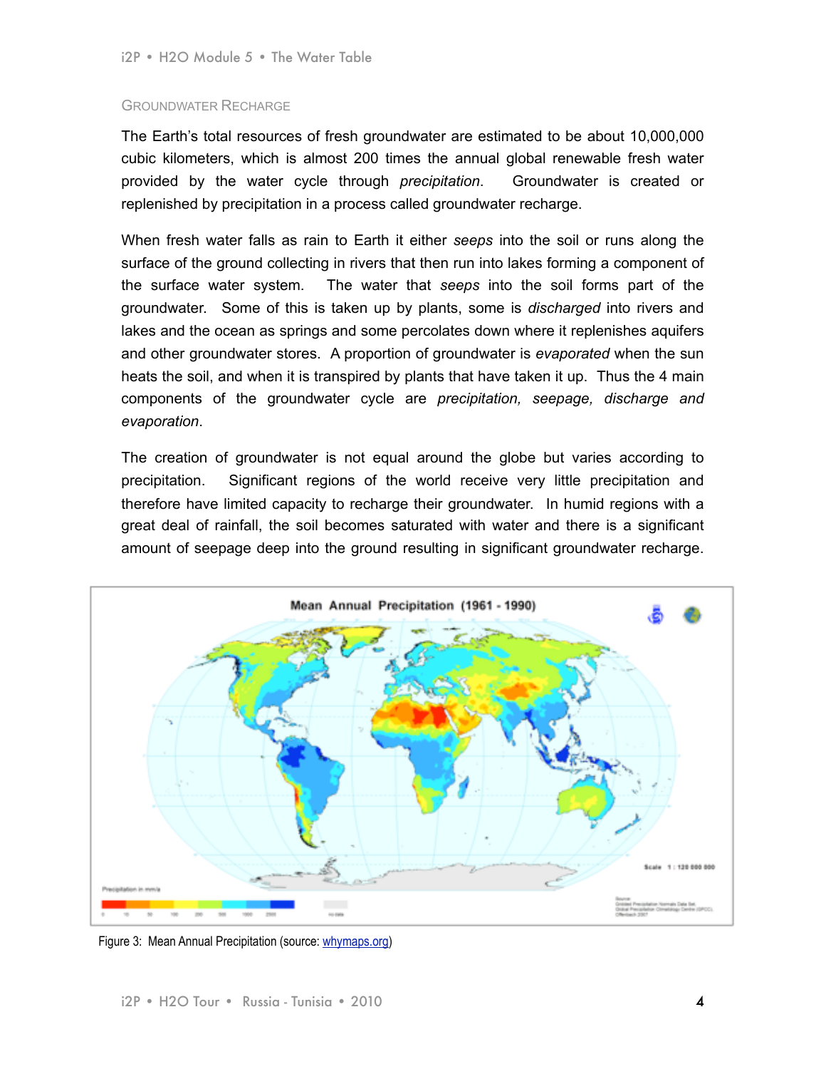## Groundwater Recharge

The Earth's total resources of fresh groundwater are estimated to be about 10,000,000 cubic kilometers, which is almost 200 times the annual global renewable fresh water provided by the water cycle through *precipitation*. Groundwater is created or replenished by precipitation in a process called groundwater recharge.

When fresh water falls as rain to Earth it either *seeps* into the soil or runs along the surface of the ground collecting in rivers that then run into lakes forming a component of the surface water system. The water that *seeps* into the soil forms part of the groundwater. Some of this is taken up by plants, some is *discharged* into rivers and lakes and the ocean as springs and some percolates down where it replenishes aquifers and other groundwater stores. A proportion of groundwater is *evaporated* when the sun heats the soil, and when it is transpired by plants that have taken it up. Thus the 4 main components of the groundwater cycle are *precipitation, seepage, discharge and evaporation*.

The creation of groundwater is not equal around the globe but varies according to precipitation. Significant regions of the world receive very little precipitation and therefore have limited capacity to recharge their groundwater. In humid regions with a great deal of rainfall, the soil becomes saturated with water and there is a significant amount of seepage deep into the ground resulting in significant groundwater recharge.

Figure 3: Mean Annual Precipitation (source: whymaps.org)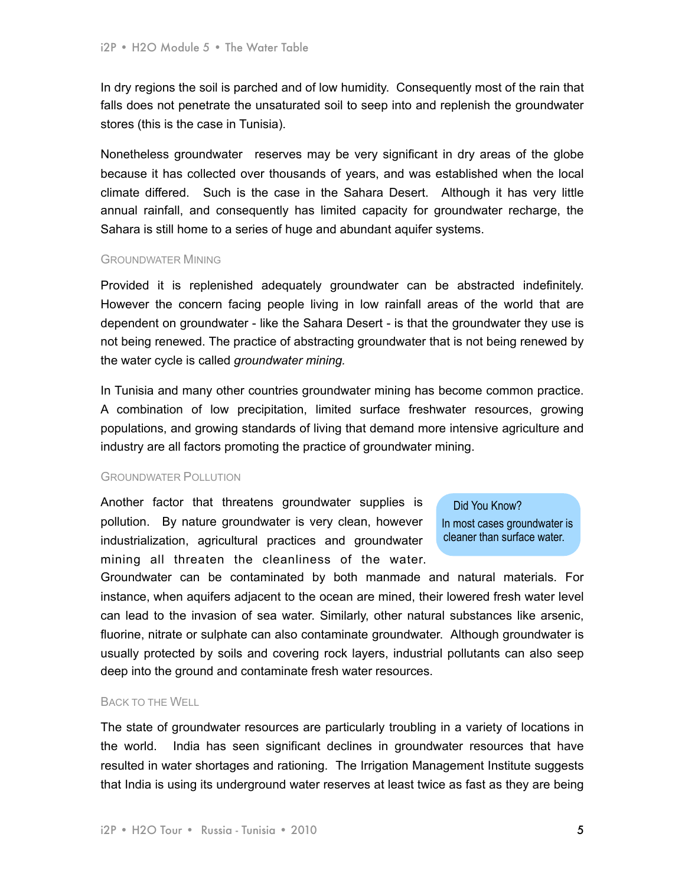In dry regions the soil is parched and of low humidity. Consequently most of the rain that falls does not penetrate the unsaturated soil to seep into and replenish the groundwater stores (this is the case in Tunisia).

Nonetheless groundwater reserves may be very significant in dry areas of the globe because it has collected over thousands of years, and was established when the local climate differed. Such is the case in the Sahara Desert. Although it has very little annual rainfall, and consequently has limited capacity for groundwater recharge, the Sahara is still home to a series of huge and abundant aquifer systems.

### Groundwater Mining

Provided it is replenished adequately groundwater can be abstracted indefinitely. However the concern facing people living in low rainfall areas of the world that are dependent on groundwater - like the Sahara Desert - is that the groundwater they use is not being renewed. The practice of abstracting groundwater that is not being renewed by the water cycle is called *groundwater mining.*

In Tunisia and many other countries groundwater mining has become common practice. A combination of low precipitation, limited surface freshwater resources, growing populations, and growing standards of living that demand more intensive agriculture and industry are all factors promoting the practice of groundwater mining.

### Groundwater Pollution

Another factor that threatens groundwater supplies is pollution. By nature groundwater is very clean, however industrialization, agricultural practices and groundwater mining all threaten the cleanliness of the water. Groundwater can be contaminated by both manmade and natural materials. For instance, when aquifers adjacent to the ocean are mined, their lowered fresh water level can lead to the invasion of sea water. Similarly, other natural substances like arsenic, fluorine, nitrate or sulphate can also contaminate groundwater. Although groundwater is usually protected by soils and covering rock layers, industrial pollutants can also seep deep into the ground and contaminate fresh water resources.

> **Did You Know?**
> In most cases groundwater is cleaner than surface water.

### Back to the Well

The state of groundwater resources are particularly troubling in a variety of locations in the world. India has seen significant declines in groundwater resources that have resulted in water shortages and rationing. The Irrigation Management Institute suggests that India is using its underground water reserves at least twice as fast as they are being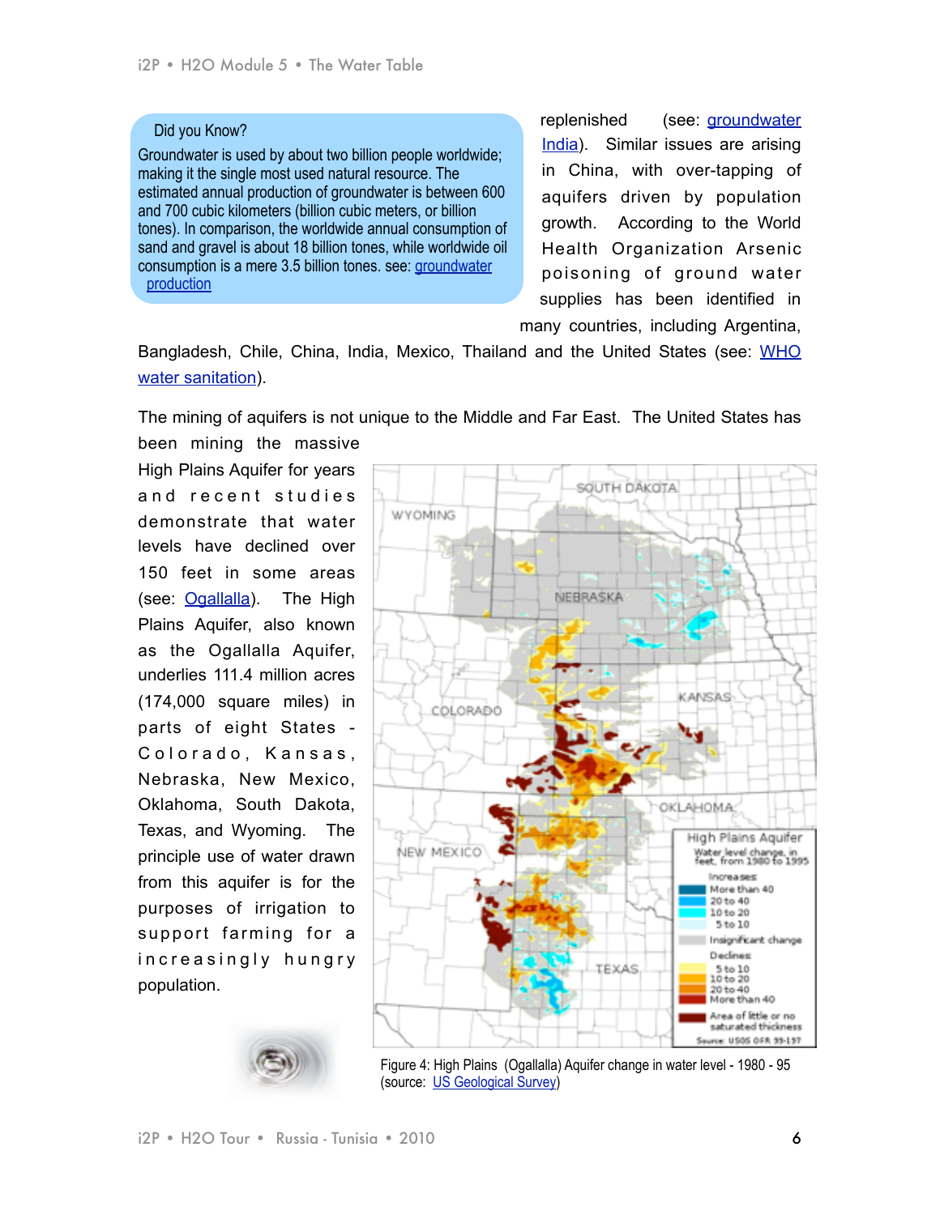> **Did you Know?**
>
> Groundwater is used by about two billion people worldwide; making it the single most used natural resource. The estimated annual production of groundwater is between 600 and 700 cubic kilometers (billion cubic meters, or billion tones). In comparison, the worldwide annual consumption of sand and gravel is about 18 billion tones, while worldwide oil consumption is a mere 3.5 billion tones. see: groundwater production

replenished (see: groundwater India). Similar issues are arising in China, with over-tapping of aquifers driven by population growth. According to the World Health Organization Arsenic poisoning of ground water supplies has been identified in many countries, including Argentina, Bangladesh, Chile, China, India, Mexico, Thailand and the United States (see: WHO water sanitation).

The mining of aquifers is not unique to the Middle and Far East. The United States has been mining the massive High Plains Aquifer for years and recent studies demonstrate that water levels have declined over 150 feet in some areas (see: Ogallalla). The High Plains Aquifer, also known as the Ogallalla Aquifer, underlies 111.4 million acres (174,000 square miles) in parts of eight States - Colorado, Kansas, Nebraska, New Mexico, Oklahoma, South Dakota, Texas, and Wyoming. The principle use of water drawn from this aquifer is for the purposes of irrigation to support farming for a increasingly hungry population.

SOUTH DAKOTA
WYOMING
NEBRASKA
KANSAS
COLORADO
OKLAHOMA
NEW MEXICO
TEXAS

High Plains Aquifer
Water level change, in feet, from 1980 to 1995
Increases
More than 40
20 to 40
10 to 20
5 to 10
Insignificant change
Declines
5 to 10
10 to 20
20 to 40
More than 40
Area of little or no saturated thickness
Source: USGS OFR 99-197

Figure 4: High Plains (Ogallalla) Aquifer change in water level - 1980 - 95 (source: US Geological Survey)